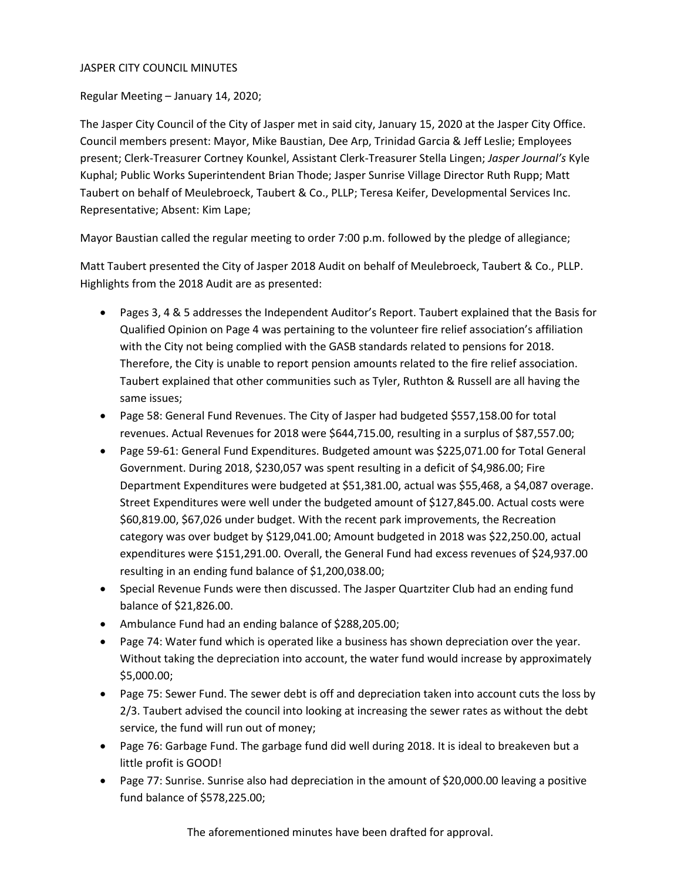JASPER CITY COUNCIL MINUTES

Regular Meeting – January 14, 2020;

The Jasper City Council of the City of Jasper met in said city, January 15, 2020 at the Jasper City Office. Council members present: Mayor, Mike Baustian, Dee Arp, Trinidad Garcia & Jeff Leslie; Employees present; Clerk-Treasurer Cortney Kounkel, Assistant Clerk-Treasurer Stella Lingen; *Jasper Journal's* Kyle Kuphal; Public Works Superintendent Brian Thode; Jasper Sunrise Village Director Ruth Rupp; Matt Taubert on behalf of Meulebroeck, Taubert & Co., PLLP; Teresa Keifer, Developmental Services Inc. Representative; Absent: Kim Lape;

Mayor Baustian called the regular meeting to order 7:00 p.m. followed by the pledge of allegiance;

Matt Taubert presented the City of Jasper 2018 Audit on behalf of Meulebroeck, Taubert & Co., PLLP. Highlights from the 2018 Audit are as presented:

- Pages 3, 4 & 5 addresses the Independent Auditor's Report. Taubert explained that the Basis for Qualified Opinion on Page 4 was pertaining to the volunteer fire relief association's affiliation with the City not being complied with the GASB standards related to pensions for 2018. Therefore, the City is unable to report pension amounts related to the fire relief association. Taubert explained that other communities such as Tyler, Ruthton & Russell are all having the same issues;
- Page 58: General Fund Revenues. The City of Jasper had budgeted $557,158.00 for total revenues. Actual Revenues for 2018 were $644,715.00, resulting in a surplus of $87,557.00;
- Page 59-61: General Fund Expenditures. Budgeted amount was $225,071.00 for Total General Government. During 2018, $230,057 was spent resulting in a deficit of $4,986.00; Fire Department Expenditures were budgeted at $51,381.00, actual was $55,468, a $4,087 overage. Street Expenditures were well under the budgeted amount of $127,845.00. Actual costs were $60,819.00, $67,026 under budget. With the recent park improvements, the Recreation category was over budget by $129,041.00; Amount budgeted in 2018 was $22,250.00, actual expenditures were $151,291.00. Overall, the General Fund had excess revenues of $24,937.00 resulting in an ending fund balance of $1,200,038.00;
- Special Revenue Funds were then discussed. The Jasper Quartziter Club had an ending fund balance of $21,826.00.
- Ambulance Fund had an ending balance of $288,205.00;
- Page 74: Water fund which is operated like a business has shown depreciation over the year. Without taking the depreciation into account, the water fund would increase by approximately $5,000.00;
- Page 75: Sewer Fund. The sewer debt is off and depreciation taken into account cuts the loss by 2/3. Taubert advised the council into looking at increasing the sewer rates as without the debt service, the fund will run out of money;
- Page 76: Garbage Fund. The garbage fund did well during 2018. It is ideal to breakeven but a little profit is GOOD!
- Page 77: Sunrise. Sunrise also had depreciation in the amount of $20,000.00 leaving a positive fund balance of $578,225.00;

The aforementioned minutes have been drafted for approval.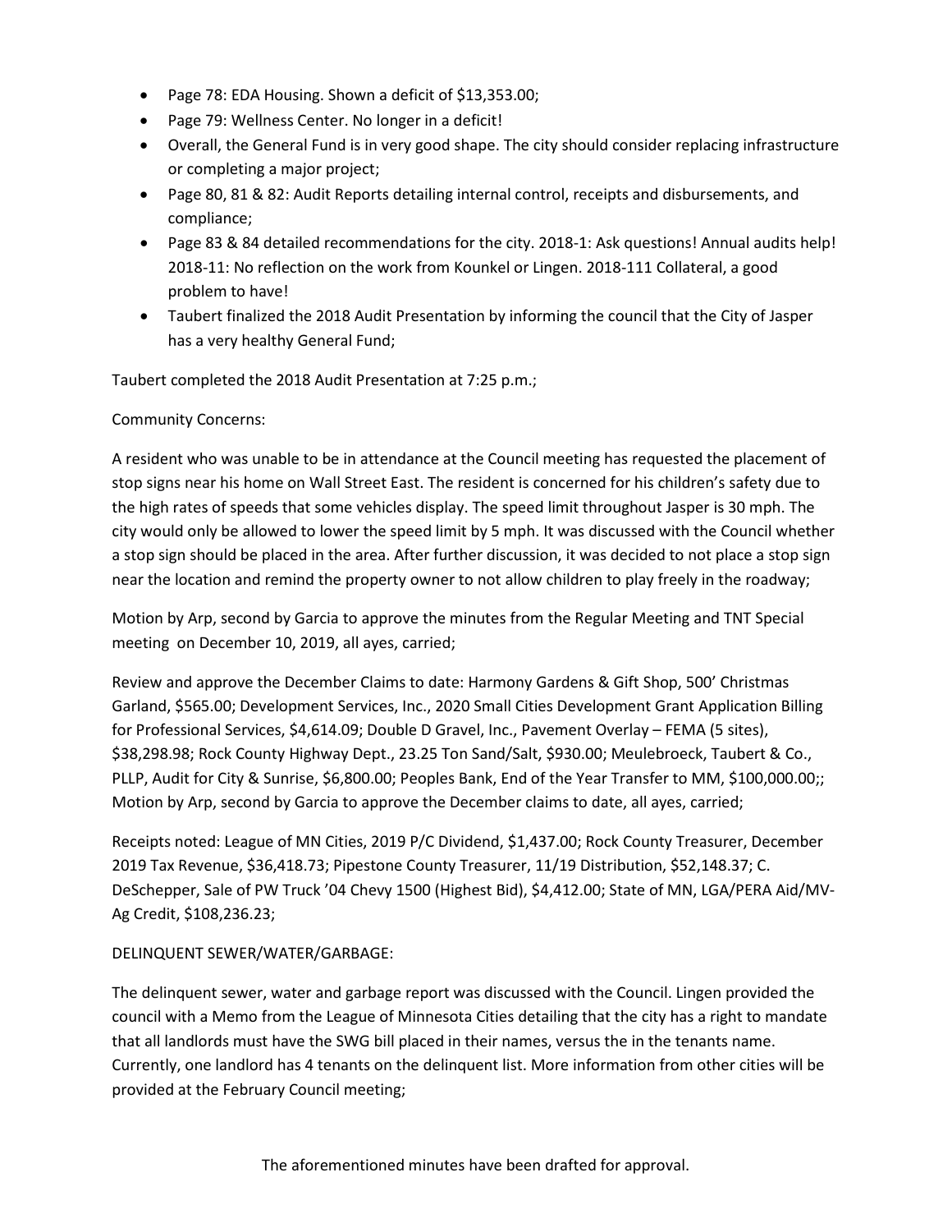- Page 78: EDA Housing. Shown a deficit of $13,353.00;
- Page 79: Wellness Center. No longer in a deficit!
- Overall, the General Fund is in very good shape. The city should consider replacing infrastructure or completing a major project;
- Page 80, 81 & 82: Audit Reports detailing internal control, receipts and disbursements, and compliance;
- Page 83 & 84 detailed recommendations for the city. 2018-1: Ask questions! Annual audits help! 2018-11: No reflection on the work from Kounkel or Lingen. 2018-111 Collateral, a good problem to have!
- Taubert finalized the 2018 Audit Presentation by informing the council that the City of Jasper has a very healthy General Fund;

Taubert completed the 2018 Audit Presentation at 7:25 p.m.;

Community Concerns:

A resident who was unable to be in attendance at the Council meeting has requested the placement of stop signs near his home on Wall Street East. The resident is concerned for his children's safety due to the high rates of speeds that some vehicles display. The speed limit throughout Jasper is 30 mph. The city would only be allowed to lower the speed limit by 5 mph. It was discussed with the Council whether a stop sign should be placed in the area. After further discussion, it was decided to not place a stop sign near the location and remind the property owner to not allow children to play freely in the roadway;

Motion by Arp, second by Garcia to approve the minutes from the Regular Meeting and TNT Special meeting on December 10, 2019, all ayes, carried;

Review and approve the December Claims to date: Harmony Gardens & Gift Shop, 500' Christmas Garland, $565.00; Development Services, Inc., 2020 Small Cities Development Grant Application Billing for Professional Services, $4,614.09; Double D Gravel, Inc., Pavement Overlay – FEMA (5 sites), $38,298.98; Rock County Highway Dept., 23.25 Ton Sand/Salt, $930.00; Meulebroeck, Taubert & Co., PLLP, Audit for City & Sunrise, $6,800.00; Peoples Bank, End of the Year Transfer to MM, $100,000.00;; Motion by Arp, second by Garcia to approve the December claims to date, all ayes, carried;

Receipts noted: League of MN Cities, 2019 P/C Dividend, $1,437.00; Rock County Treasurer, December 2019 Tax Revenue, $36,418.73; Pipestone County Treasurer, 11/19 Distribution, $52,148.37; C. DeSchepper, Sale of PW Truck '04 Chevy 1500 (Highest Bid), $4,412.00; State of MN, LGA/PERA Aid/MV-Ag Credit, $108,236.23;

DELINQUENT SEWER/WATER/GARBAGE:

The delinquent sewer, water and garbage report was discussed with the Council. Lingen provided the council with a Memo from the League of Minnesota Cities detailing that the city has a right to mandate that all landlords must have the SWG bill placed in their names, versus the in the tenants name. Currently, one landlord has 4 tenants on the delinquent list. More information from other cities will be provided at the February Council meeting;

The aforementioned minutes have been drafted for approval.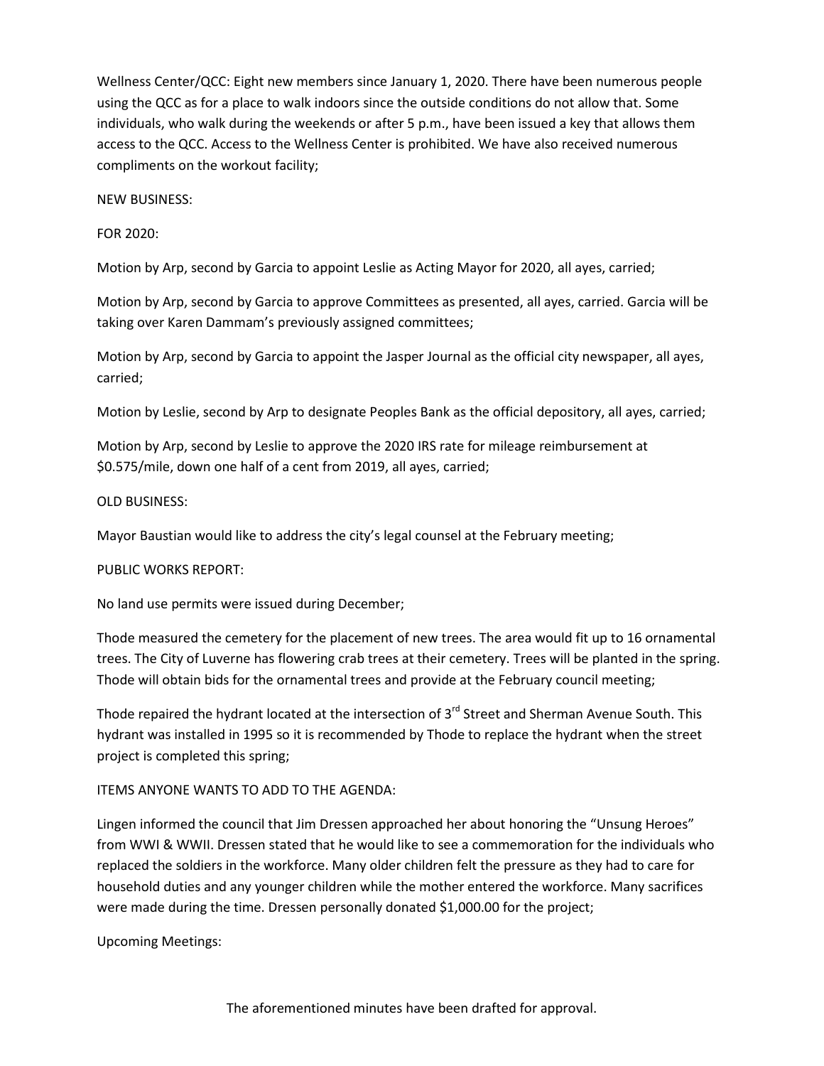Wellness Center/QCC: Eight new members since January 1, 2020. There have been numerous people using the QCC as for a place to walk indoors since the outside conditions do not allow that. Some individuals, who walk during the weekends or after 5 p.m., have been issued a key that allows them access to the QCC. Access to the Wellness Center is prohibited. We have also received numerous compliments on the workout facility;

NEW BUSINESS:

FOR 2020:

Motion by Arp, second by Garcia to appoint Leslie as Acting Mayor for 2020, all ayes, carried;

Motion by Arp, second by Garcia to approve Committees as presented, all ayes, carried. Garcia will be taking over Karen Dammam's previously assigned committees;

Motion by Arp, second by Garcia to appoint the Jasper Journal as the official city newspaper, all ayes, carried;

Motion by Leslie, second by Arp to designate Peoples Bank as the official depository, all ayes, carried;

Motion by Arp, second by Leslie to approve the 2020 IRS rate for mileage reimbursement at \$0.575/mile, down one half of a cent from 2019, all ayes, carried;

OLD BUSINESS:

Mayor Baustian would like to address the city's legal counsel at the February meeting;

PUBLIC WORKS REPORT:

No land use permits were issued during December;

Thode measured the cemetery for the placement of new trees. The area would fit up to 16 ornamental trees. The City of Luverne has flowering crab trees at their cemetery. Trees will be planted in the spring. Thode will obtain bids for the ornamental trees and provide at the February council meeting;

Thode repaired the hydrant located at the intersection of 3rd Street and Sherman Avenue South. This hydrant was installed in 1995 so it is recommended by Thode to replace the hydrant when the street project is completed this spring;

ITEMS ANYONE WANTS TO ADD TO THE AGENDA:

Lingen informed the council that Jim Dressen approached her about honoring the "Unsung Heroes" from WWI & WWII. Dressen stated that he would like to see a commemoration for the individuals who replaced the soldiers in the workforce. Many older children felt the pressure as they had to care for household duties and any younger children while the mother entered the workforce. Many sacrifices were made during the time. Dressen personally donated \$1,000.00 for the project;

Upcoming Meetings:

The aforementioned minutes have been drafted for approval.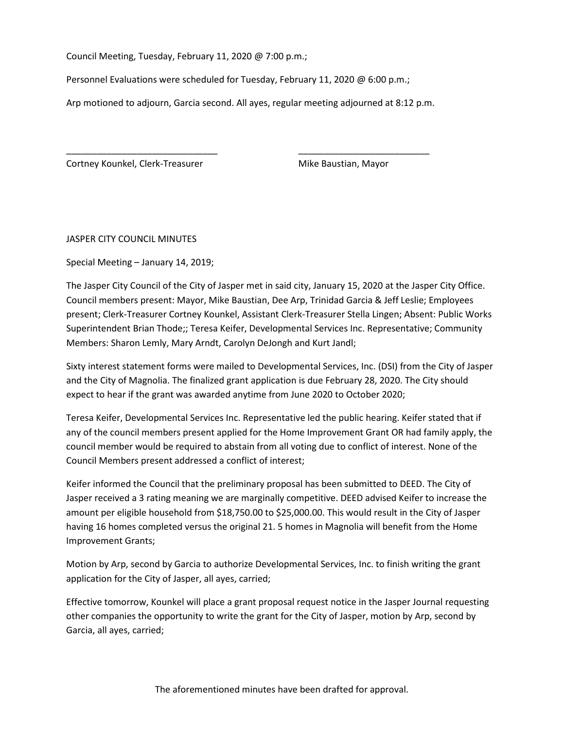Council Meeting, Tuesday, February 11, 2020 @ 7:00 p.m.;

Personnel Evaluations were scheduled for Tuesday, February 11, 2020 @ 6:00 p.m.;

Arp motioned to adjourn, Garcia second. All ayes, regular meeting adjourned at 8:12 p.m.

| ______________________________ | __________________________ |
| --- | --- |
| Cortney Kounkel, Clerk-Treasurer | Mike Baustian, Mayor |

JASPER CITY COUNCIL MINUTES

Special Meeting – January 14, 2019;

The Jasper City Council of the City of Jasper met in said city, January 15, 2020 at the Jasper City Office. Council members present: Mayor, Mike Baustian, Dee Arp, Trinidad Garcia & Jeff Leslie; Employees present; Clerk-Treasurer Cortney Kounkel, Assistant Clerk-Treasurer Stella Lingen; Absent: Public Works Superintendent Brian Thode;; Teresa Keifer, Developmental Services Inc. Representative; Community Members: Sharon Lemly, Mary Arndt, Carolyn DeJongh and Kurt Jandl;

Sixty interest statement forms were mailed to Developmental Services, Inc. (DSI) from the City of Jasper and the City of Magnolia. The finalized grant application is due February 28, 2020. The City should expect to hear if the grant was awarded anytime from June 2020 to October 2020;

Teresa Keifer, Developmental Services Inc. Representative led the public hearing. Keifer stated that if any of the council members present applied for the Home Improvement Grant OR had family apply, the council member would be required to abstain from all voting due to conflict of interest. None of the Council Members present addressed a conflict of interest;

Keifer informed the Council that the preliminary proposal has been submitted to DEED. The City of Jasper received a 3 rating meaning we are marginally competitive. DEED advised Keifer to increase the amount per eligible household from $18,750.00 to $25,000.00. This would result in the City of Jasper having 16 homes completed versus the original 21. 5 homes in Magnolia will benefit from the Home Improvement Grants;

Motion by Arp, second by Garcia to authorize Developmental Services, Inc. to finish writing the grant application for the City of Jasper, all ayes, carried;

Effective tomorrow, Kounkel will place a grant proposal request notice in the Jasper Journal requesting other companies the opportunity to write the grant for the City of Jasper, motion by Arp, second by Garcia, all ayes, carried;

The aforementioned minutes have been drafted for approval.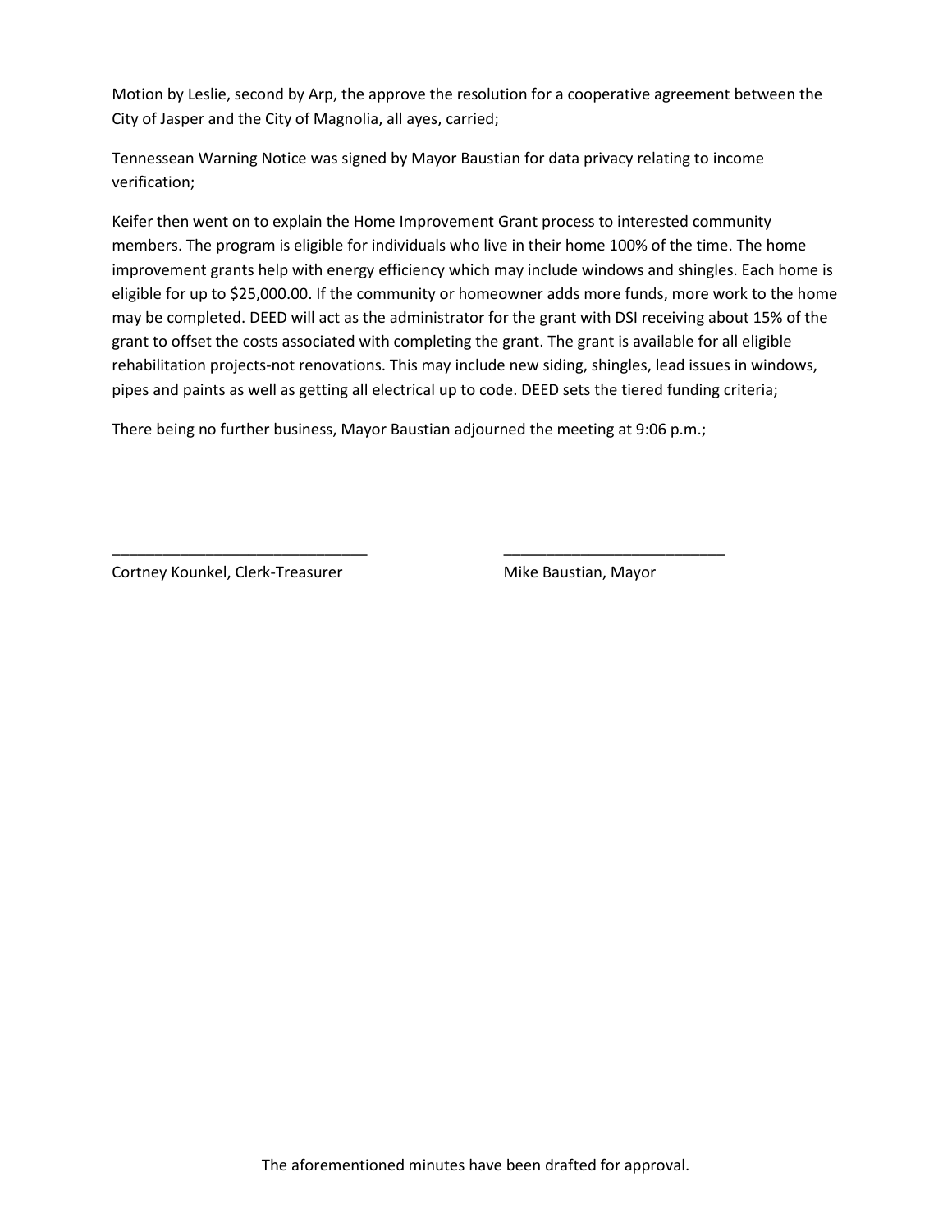Motion by Leslie, second by Arp, the approve the resolution for a cooperative agreement between the City of Jasper and the City of Magnolia, all ayes, carried;

Tennessean Warning Notice was signed by Mayor Baustian for data privacy relating to income verification;

Keifer then went on to explain the Home Improvement Grant process to interested community members. The program is eligible for individuals who live in their home 100% of the time. The home improvement grants help with energy efficiency which may include windows and shingles. Each home is eligible for up to $25,000.00. If the community or homeowner adds more funds, more work to the home may be completed. DEED will act as the administrator for the grant with DSI receiving about 15% of the grant to offset the costs associated with completing the grant. The grant is available for all eligible rehabilitation projects-not renovations. This may include new siding, shingles, lead issues in windows, pipes and paints as well as getting all electrical up to code. DEED sets the tiered funding criteria;

There being no further business, Mayor Baustian adjourned the meeting at 9:06 p.m.;

______________________________
Cortney Kounkel, Clerk-Treasurer

__________________________
Mike Baustian, Mayor

The aforementioned minutes have been drafted for approval.